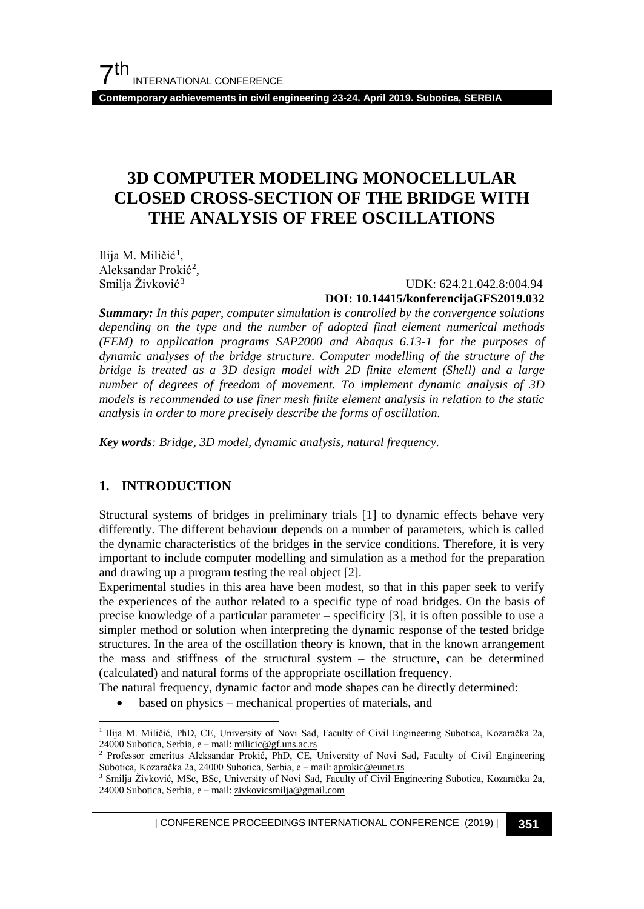# 3D COMPUTER MODELING MONOCELLULAR CLOSED CROSS-SECTION OF THE BRIDGE WITH THE ANALYSIS OF FREE OSCILLATIONS

Ilija M. Miličić[1],
Aleksandar Prokić[2],
Smilja Živković[3]

UDK: 624.21.042.8:004.94
**DOI: 10.14415/konferencijaGFS2019.032**

***Summary:*** *In this paper, computer simulation is controlled by the convergence solutions depending on the type and the number of adopted final element numerical methods (FEM) to application programs SAP2000 and Abaqus 6.13-1 for the purposes of dynamic analyses of the bridge structure. Computer modelling of the structure of the bridge is treated as a 3D design model with 2D finite element (Shell) and a large number of degrees of freedom of movement. To implement dynamic analysis of 3D models is recommended to use finer mesh finite element analysis in relation to the static analysis in order to more precisely describe the forms of oscillation.*

***Key words****: Bridge, 3D model, dynamic analysis, natural frequency.*

## 1. INTRODUCTION

Structural systems of bridges in preliminary trials [1] to dynamic effects behave very differently. The different behaviour depends on a number of parameters, which is called the dynamic characteristics of the bridges in the service conditions. Therefore, it is very important to include computer modelling and simulation as a method for the preparation and drawing up a program testing the real object [2].

Experimental studies in this area have been modest, so that in this paper seek to verify the experiences of the author related to a specific type of road bridges. On the basis of precise knowledge of a particular parameter – specificity [3], it is often possible to use a simpler method or solution when interpreting the dynamic response of the tested bridge structures. In the area of the oscillation theory is known, that in the known arrangement the mass and stiffness of the structural system – the structure, can be determined (calculated) and natural forms of the appropriate oscillation frequency.

The natural frequency, dynamic factor and mode shapes can be directly determined:

- based on physics – mechanical properties of materials, and

---

[1] Ilija M. Miličić, PhD, CE, University of Novi Sad, Faculty of Civil Engineering Subotica, Kozaračka 2a, 24000 Subotica, Serbia, e – mail: milicic@gf.uns.ac.rs

[2] Professor emeritus Aleksandar Prokić, PhD, CE, University of Novi Sad, Faculty of Civil Engineering Subotica, Kozaračka 2a, 24000 Subotica, Serbia, e – mail: aprokic@eunet.rs

[3] Smilja Živković, MSc, BSc, University of Novi Sad, Faculty of Civil Engineering Subotica, Kozaračka 2a, 24000 Subotica, Serbia, e – mail: zivkovicsmilja@gmail.com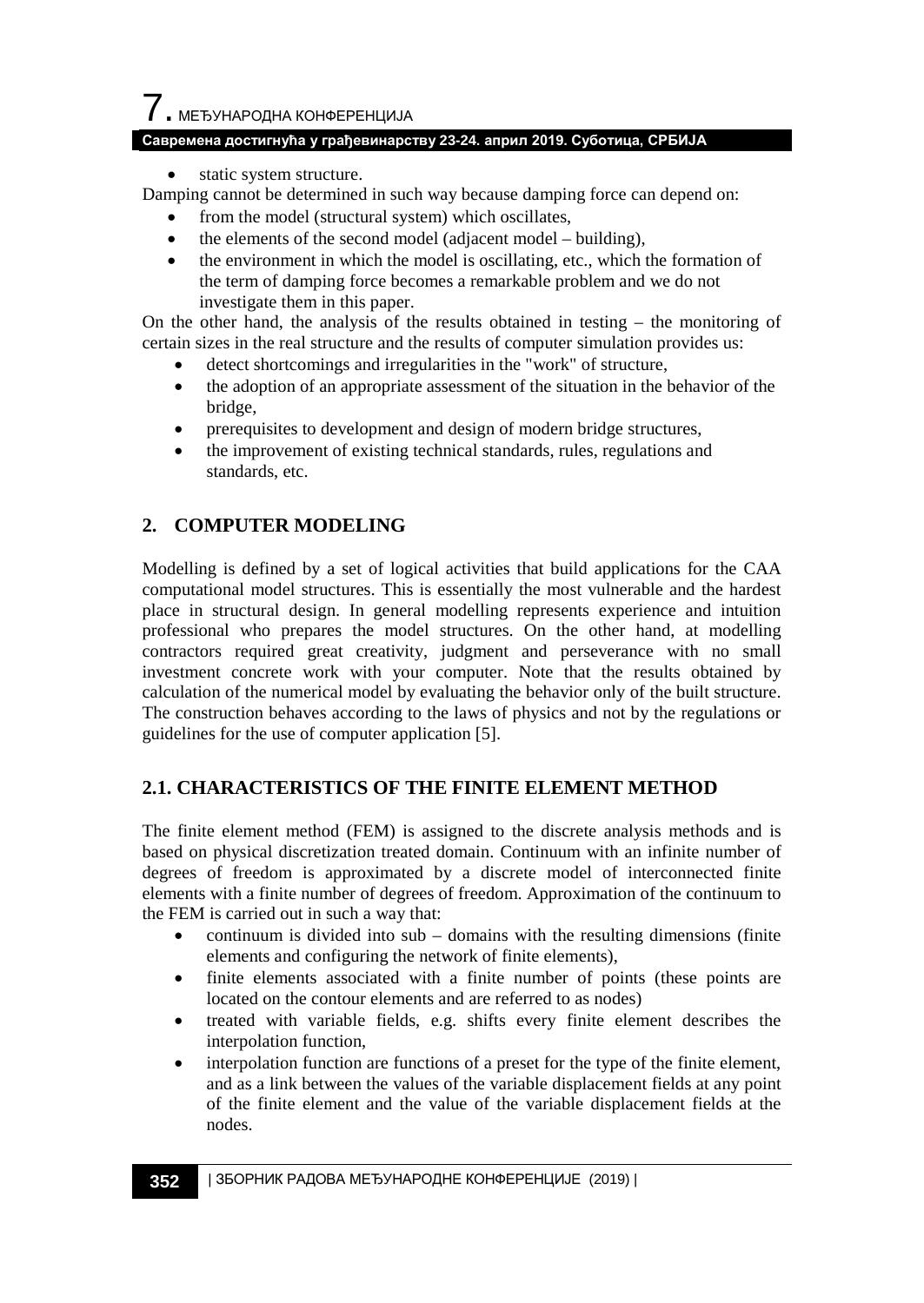- static system structure.

Damping cannot be determined in such way because damping force can depend on:

- from the model (structural system) which oscillates,
- the elements of the second model (adjacent model – building),
- the environment in which the model is oscillating, etc., which the formation of the term of damping force becomes a remarkable problem and we do not investigate them in this paper.

On the other hand, the analysis of the results obtained in testing – the monitoring of certain sizes in the real structure and the results of computer simulation provides us:

- detect shortcomings and irregularities in the "work" of structure,
- the adoption of an appropriate assessment of the situation in the behavior of the bridge,
- prerequisites to development and design of modern bridge structures,
- the improvement of existing technical standards, rules, regulations and standards, etc.

## 2. COMPUTER MODELING

Modelling is defined by a set of logical activities that build applications for the CAA computational model structures. This is essentially the most vulnerable and the hardest place in structural design. In general modelling represents experience and intuition professional who prepares the model structures. On the other hand, at modelling contractors required great creativity, judgment and perseverance with no small investment concrete work with your computer. Note that the results obtained by calculation of the numerical model by evaluating the behavior only of the built structure. The construction behaves according to the laws of physics and not by the regulations or guidelines for the use of computer application [5].

### 2.1. CHARACTERISTICS OF THE FINITE ELEMENT METHOD

The finite element method (FEM) is assigned to the discrete analysis methods and is based on physical discretization treated domain. Continuum with an infinite number of degrees of freedom is approximated by a discrete model of interconnected finite elements with a finite number of degrees of freedom. Approximation of the continuum to the FEM is carried out in such a way that:

- continuum is divided into sub – domains with the resulting dimensions (finite elements and configuring the network of finite elements),
- finite elements associated with a finite number of points (these points are located on the contour elements and are referred to as nodes)
- treated with variable fields, e.g. shifts every finite element describes the interpolation function,
- interpolation function are functions of a preset for the type of the finite element, and as a link between the values of the variable displacement fields at any point of the finite element and the value of the variable displacement fields at the nodes.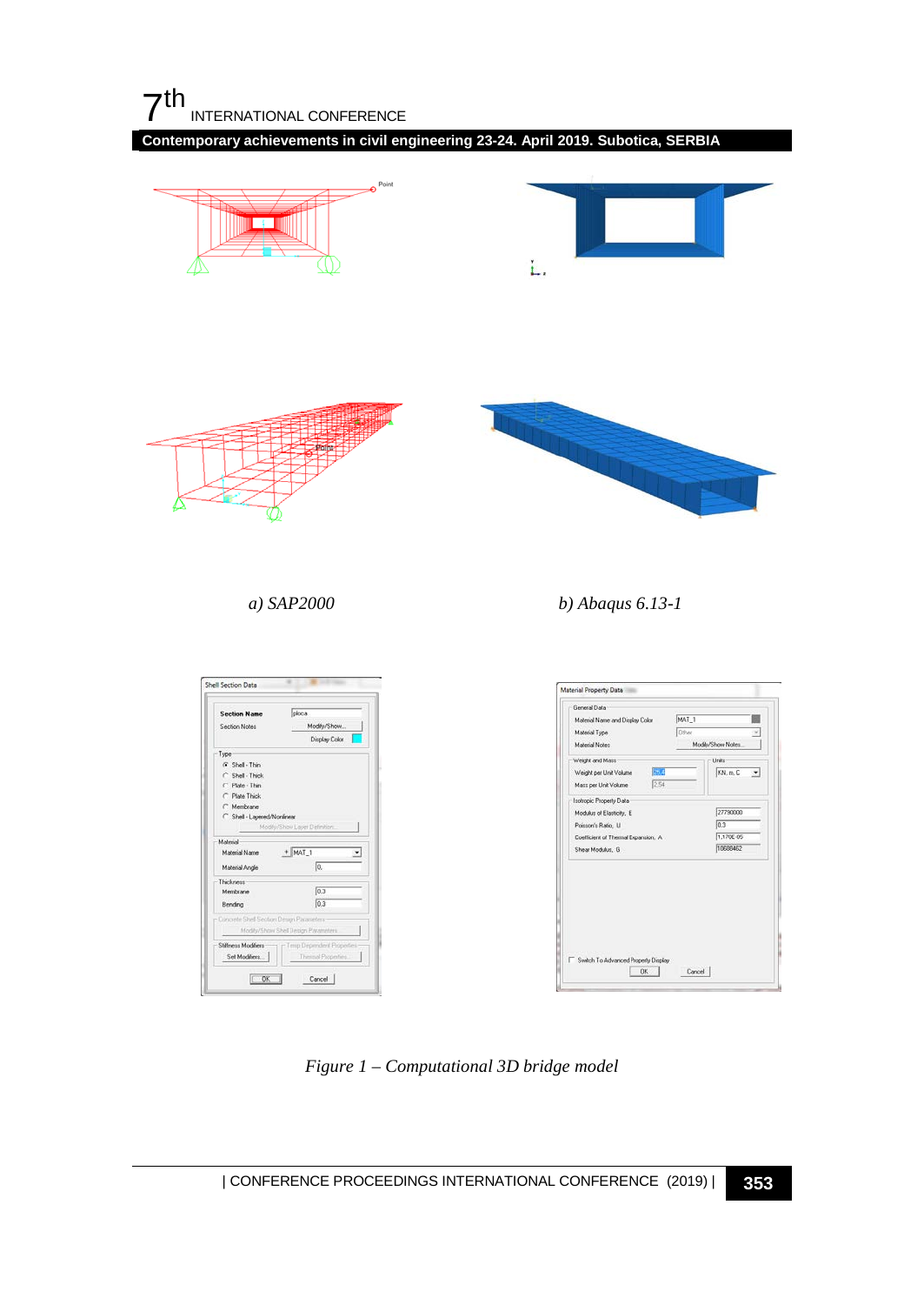a) SAP2000

b) Abaqus 6.13-1

*Figure 1 – Computational 3D bridge model*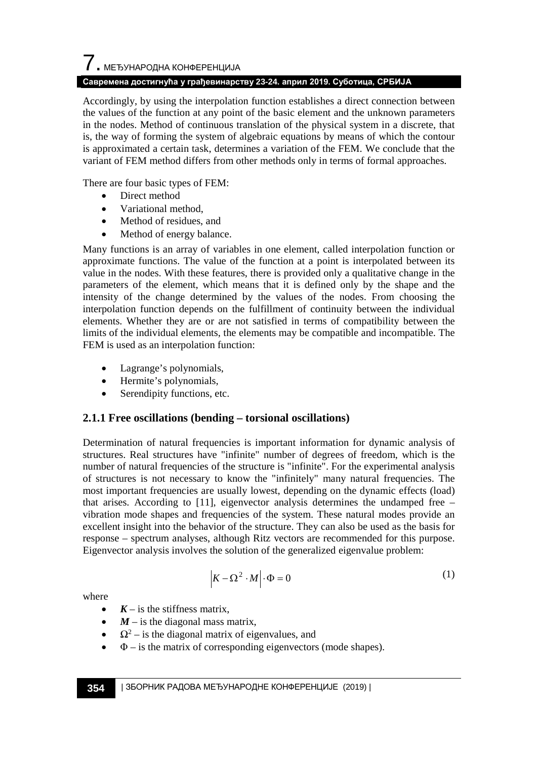Accordingly, by using the interpolation function establishes a direct connection between the values of the function at any point of the basic element and the unknown parameters in the nodes. Method of continuous translation of the physical system in a discrete, that is, the way of forming the system of algebraic equations by means of which the contour is approximated a certain task, determines a variation of the FEM. We conclude that the variant of FEM method differs from other methods only in terms of formal approaches.

There are four basic types of FEM:

- Direct method
- Variational method,
- Method of residues, and
- Method of energy balance.

Many functions is an array of variables in one element, called interpolation function or approximate functions. The value of the function at a point is interpolated between its value in the nodes. With these features, there is provided only a qualitative change in the parameters of the element, which means that it is defined only by the shape and the intensity of the change determined by the values of the nodes. From choosing the interpolation function depends on the fulfillment of continuity between the individual elements. Whether they are or are not satisfied in terms of compatibility between the limits of the individual elements, the elements may be compatible and incompatible. The FEM is used as an interpolation function:

- Lagrange's polynomials,
- Hermite's polynomials,
- Serendipity functions, etc.

### 2.1.1 Free oscillations (bending – torsional oscillations)

Determination of natural frequencies is important information for dynamic analysis of structures. Real structures have "infinite" number of degrees of freedom, which is the number of natural frequencies of the structure is "infinite". For the experimental analysis of structures is not necessary to know the "infinitely" many natural frequencies. The most important frequencies are usually lowest, depending on the dynamic effects (load) that arises. According to [11], eigenvector analysis determines the undamped free – vibration mode shapes and frequencies of the system. These natural modes provide an excellent insight into the behavior of the structure. They can also be used as the basis for response – spectrum analyses, although Ritz vectors are recommended for this purpose. Eigenvector analysis involves the solution of the generalized eigenvalue problem:

$$\left| K - \Omega^2 \cdot M \right| \cdot \Phi = 0 \tag{1}$$

where

- $\boldsymbol{K}$ – is the stiffness matrix,
- $\boldsymbol{M}$ – is the diagonal mass matrix,
- $\Omega^2$ – is the diagonal matrix of eigenvalues, and
- $\Phi$ – is the matrix of corresponding eigenvectors (mode shapes).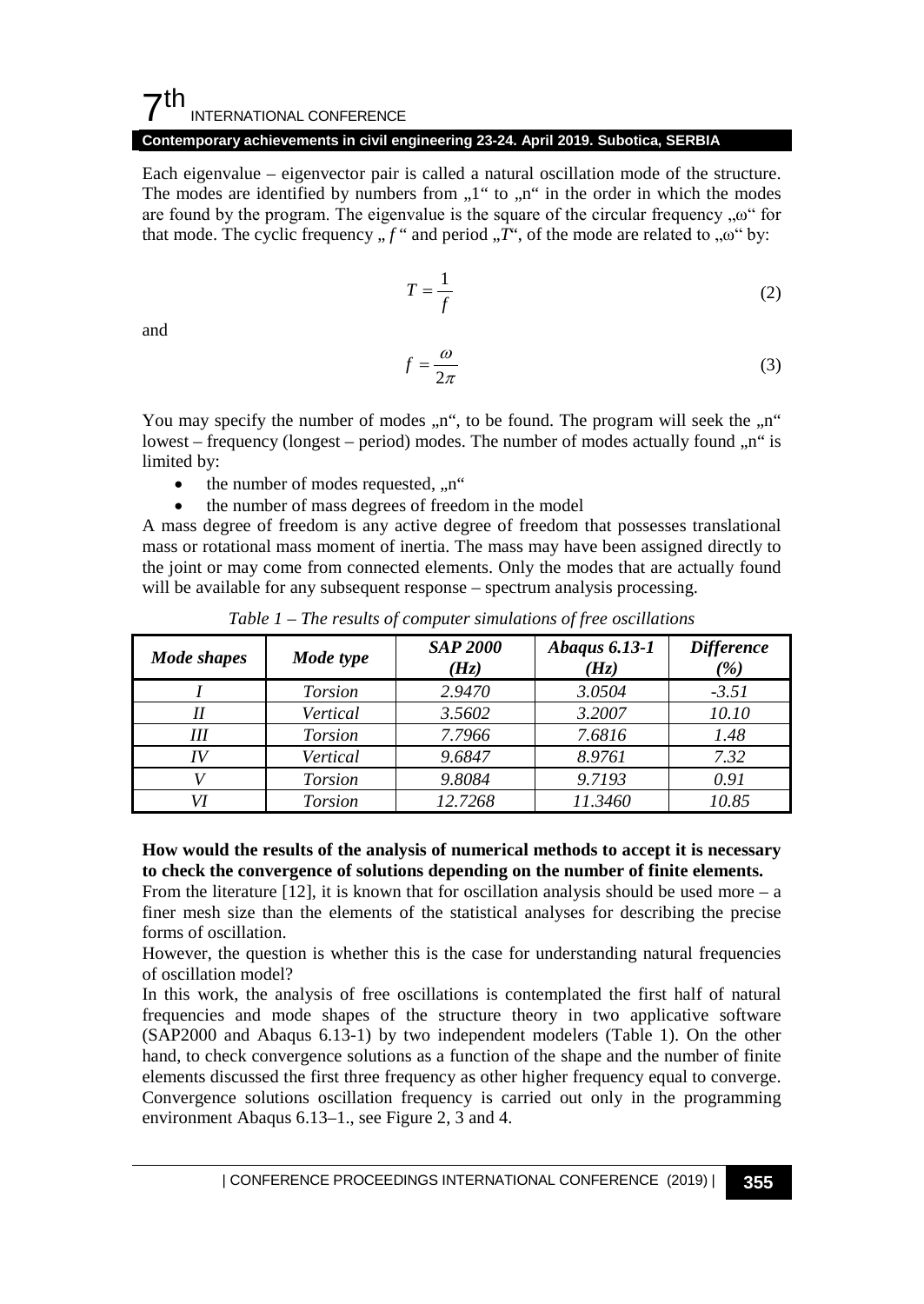Each eigenvalue – eigenvector pair is called a natural oscillation mode of the structure. The modes are identified by numbers from „1“ to „n“ in the order in which the modes are found by the program. The eigenvalue is the square of the circular frequency „ω“ for that mode. The cyclic frequency „ $f$ “ and period „$T$“, of the mode are related to „ω“ by:

$$T = \frac{1}{f} \tag{2}$$

and

$$f = \frac{\omega}{2\pi} \tag{3}$$

You may specify the number of modes „n“, to be found. The program will seek the „n“ lowest – frequency (longest – period) modes. The number of modes actually found „n“ is limited by:

- the number of modes requested, „n“
- the number of mass degrees of freedom in the model

A mass degree of freedom is any active degree of freedom that possesses translational mass or rotational mass moment of inertia. The mass may have been assigned directly to the joint or may come from connected elements. Only the modes that are actually found will be available for any subsequent response – spectrum analysis processing.

*Table 1 – The results of computer simulations of free oscillations*

| ***Mode shapes*** | ***Mode type*** | ***SAP 2000 (Hz)*** | ***Abaqus 6.13-1 (Hz)*** | ***Difference (%)*** |
|---|---|---|---|---|
| *I* | *Torsion* | *2.9470* | *3.0504* | *-3.51* |
| *II* | *Vertical* | *3.5602* | *3.2007* | *10.10* |
| *III* | *Torsion* | *7.7966* | *7.6816* | *1.48* |
| *IV* | *Vertical* | *9.6847* | *8.9761* | *7.32* |
| *V* | *Torsion* | *9.8084* | *9.7193* | *0.91* |
| *VI* | *Torsion* | *12.7268* | *11.3460* | *10.85* |

**How would the results of the analysis of numerical methods to accept it is necessary to check the convergence of solutions depending on the number of finite elements.**

From the literature [12], it is known that for oscillation analysis should be used more – a finer mesh size than the elements of the statistical analyses for describing the precise forms of oscillation.

However, the question is whether this is the case for understanding natural frequencies of oscillation model?

In this work, the analysis of free oscillations is contemplated the first half of natural frequencies and mode shapes of the structure theory in two applicative software (SAP2000 and Abaqus 6.13-1) by two independent modelers (Table 1). On the other hand, to check convergence solutions as a function of the shape and the number of finite elements discussed the first three frequency as other higher frequency equal to converge. Convergence solutions oscillation frequency is carried out only in the programming environment Abaqus 6.13–1., see Figure 2, 3 and 4.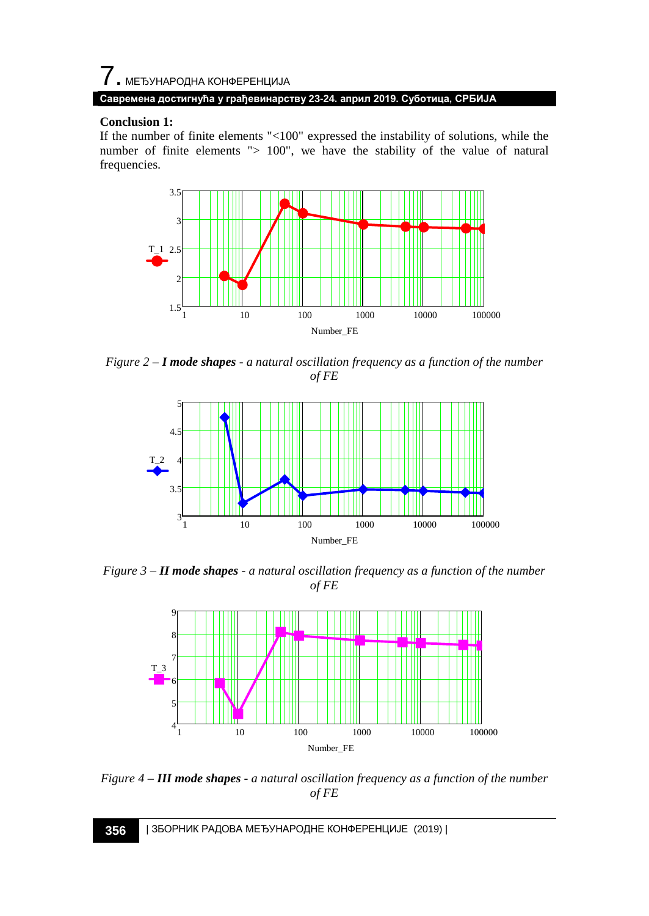**Conclusion 1:**

If the number of finite elements "<100" expressed the instability of solutions, while the number of finite elements "> 100", we have the stability of the value of natural frequencies.

*Figure 2 – **I mode shapes** - a natural oscillation frequency as a function of the number of FE*

*Figure 3 – **II mode shapes** - a natural oscillation frequency as a function of the number of FE*

*Figure 4 – **III mode shapes** - a natural oscillation frequency as a function of the number of FE*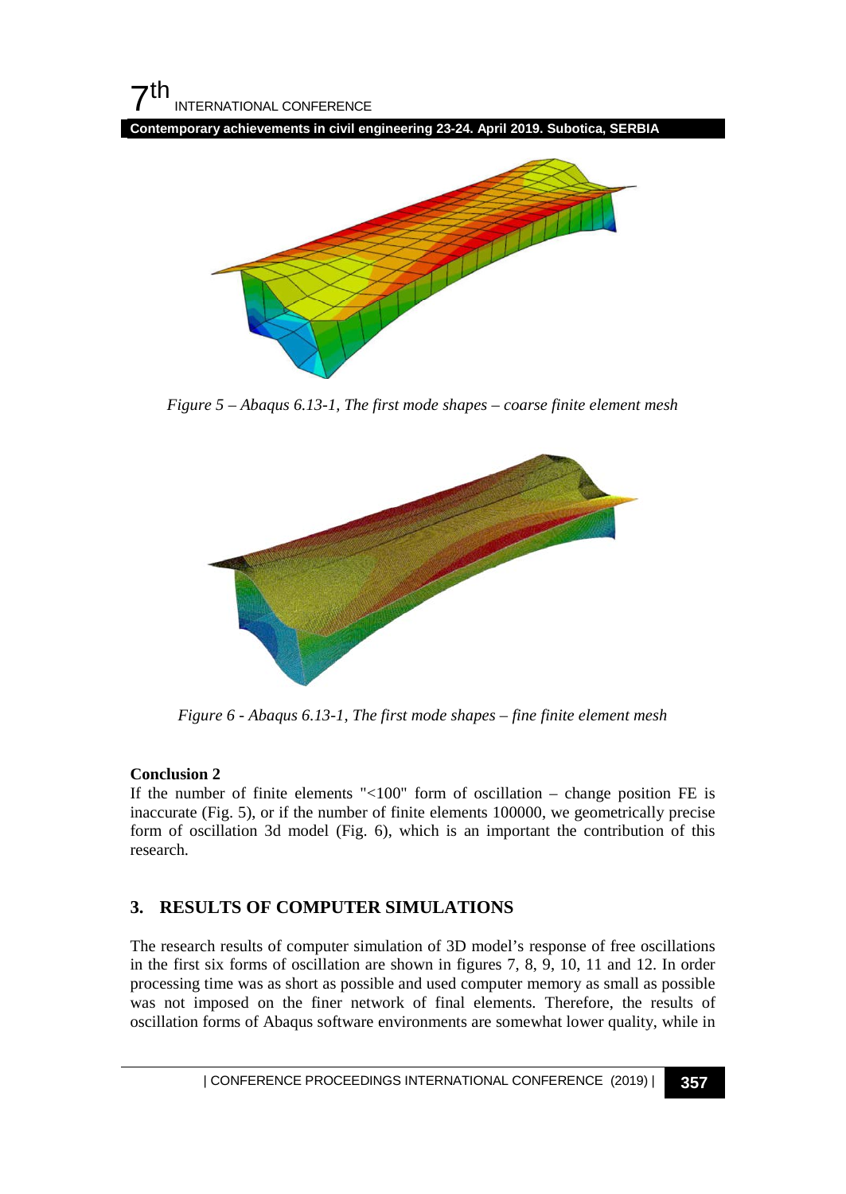*Figure 5 – Abaqus 6.13-1, The first mode shapes – coarse finite element mesh*

*Figure 6 - Abaqus 6.13-1, The first mode shapes – fine finite element mesh*

**Conclusion 2**

If the number of finite elements "<100" form of oscillation – change position FE is inaccurate (Fig. 5), or if the number of finite elements 100000, we geometrically precise form of oscillation 3d model (Fig. 6), which is an important the contribution of this research.

## 3. RESULTS OF COMPUTER SIMULATIONS

The research results of computer simulation of 3D model's response of free oscillations in the first six forms of oscillation are shown in figures 7, 8, 9, 10, 11 and 12. In order processing time was as short as possible and used computer memory as small as possible was not imposed on the finer network of final elements. Therefore, the results of oscillation forms of Abaqus software environments are somewhat lower quality, while in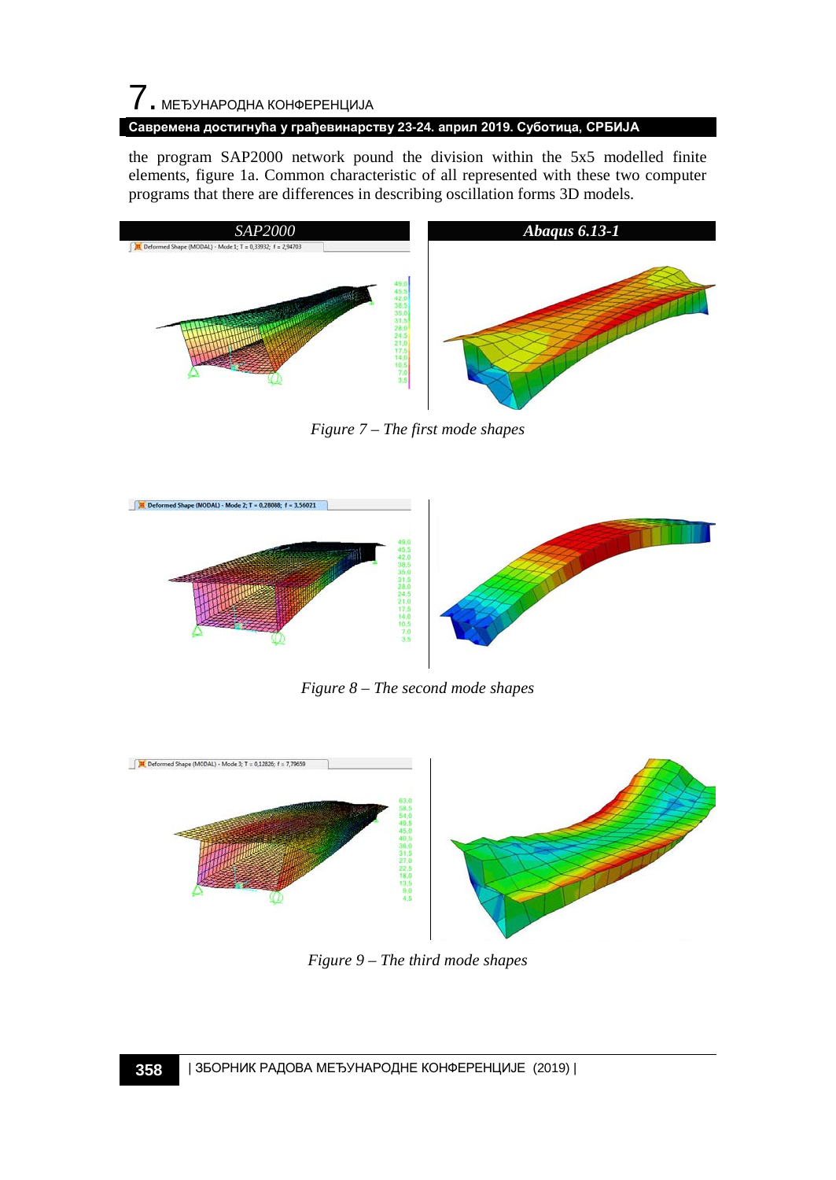the program SAP2000 network pound the division within the 5x5 modelled finite elements, figure 1a. Common characteristic of all represented with these two computer programs that there are differences in describing oscillation forms 3D models.

*Figure 7 – The first mode shapes*

*Figure 8 – The second mode shapes*

*Figure 9 – The third mode shapes*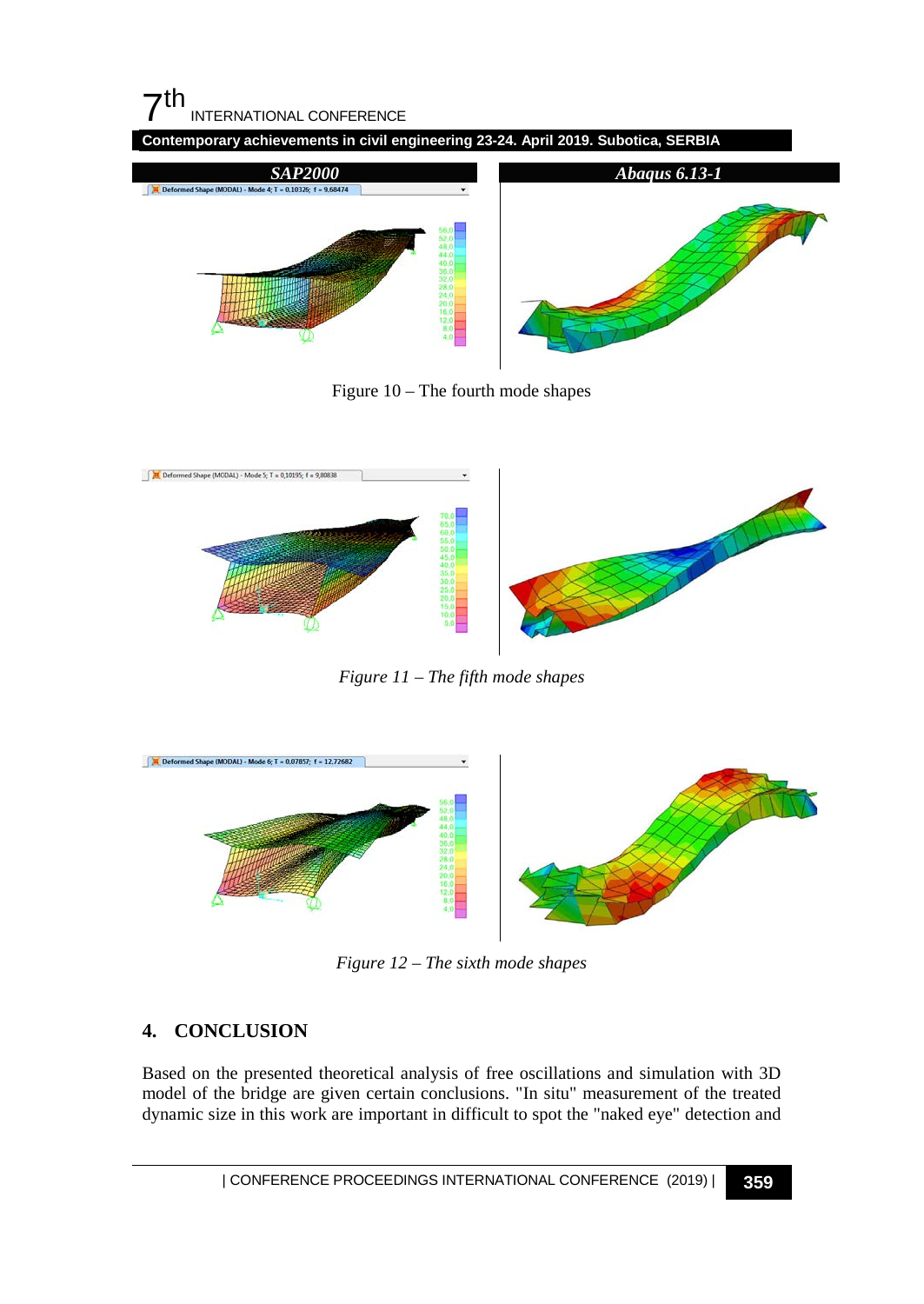| *SAP2000* | *Abaqus 6.13-1* |
|---|---|

Figure 10 – The fourth mode shapes

*Figure 11 – The fifth mode shapes*

*Figure 12 – The sixth mode shapes*

## 4. CONCLUSION

Based on the presented theoretical analysis of free oscillations and simulation with 3D model of the bridge are given certain conclusions. "In situ" measurement of the treated dynamic size in this work are important in difficult to spot the "naked eye" detection and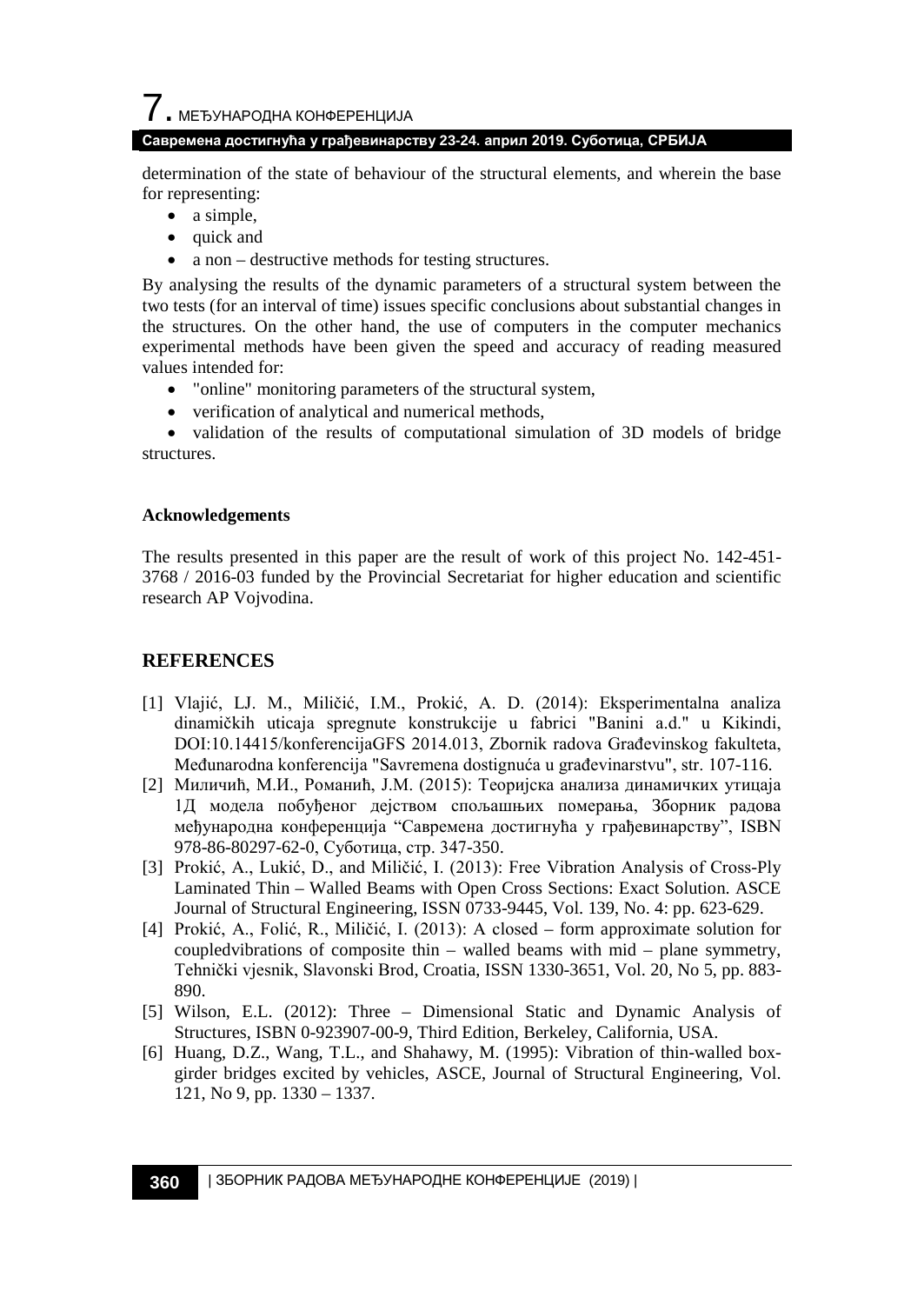determination of the state of behaviour of the structural elements, and wherein the base for representing:

- a simple,
- quick and
- a non – destructive methods for testing structures.

By analysing the results of the dynamic parameters of a structural system between the two tests (for an interval of time) issues specific conclusions about substantial changes in the structures. On the other hand, the use of computers in the computer mechanics experimental methods have been given the speed and accuracy of reading measured values intended for:

- "online" monitoring parameters of the structural system,
- verification of analytical and numerical methods,
- validation of the results of computational simulation of 3D models of bridge structures.

**Acknowledgements**

The results presented in this paper are the result of work of this project No. 142-451-3768 / 2016-03 funded by the Provincial Secretariat for higher education and scientific research AP Vojvodina.

## REFERENCES

[1] Vlajić, LJ. M., Miličić, I.M., Prokić, A. D. (2014): Eksperimentalna analiza dinamičkih uticaja spregnute konstrukcije u fabrici "Banini a.d." u Kikindi, DOI:10.14415/konferencijaGFS 2014.013, Zbornik radova Građevinskog fakulteta, Međunarodna konferencija "Savremena dostignuća u građevinarstvu", str. 107-116.

[2] Миличић, М.И., Романић, Ј.М. (2015): Теоријска анализа динамичких утицаја 1Д модела побуђеног дејством спољашњих померања, Зборник радова међународна конференција "Савремена достигнућа у грађевинарству", ISBN 978-86-80297-62-0, Суботица, стр. 347-350.

[3] Prokić, A., Lukić, D., and Miličić, I. (2013): Free Vibration Analysis of Cross-Ply Laminated Thin – Walled Beams with Open Cross Sections: Exact Solution. ASCE Journal of Structural Engineering, ISSN 0733-9445, Vol. 139, No. 4: pp. 623-629.

[4] Prokić, A., Folić, R., Miličić, I. (2013): A closed – form approximate solution for coupledvibrations of composite thin – walled beams with mid – plane symmetry, Tehnički vjesnik, Slavonski Brod, Croatia, ISSN 1330-3651, Vol. 20, No 5, pp. 883-890.

[5] Wilson, E.L. (2012): Three – Dimensional Static and Dynamic Analysis of Structures, ISBN 0-923907-00-9, Third Edition, Berkeley, California, USA.

[6] Huang, D.Z., Wang, T.L., and Shahawy, M. (1995): Vibration of thin-walled box-girder bridges excited by vehicles, ASCE, Journal of Structural Engineering, Vol. 121, No 9, pp. 1330 – 1337.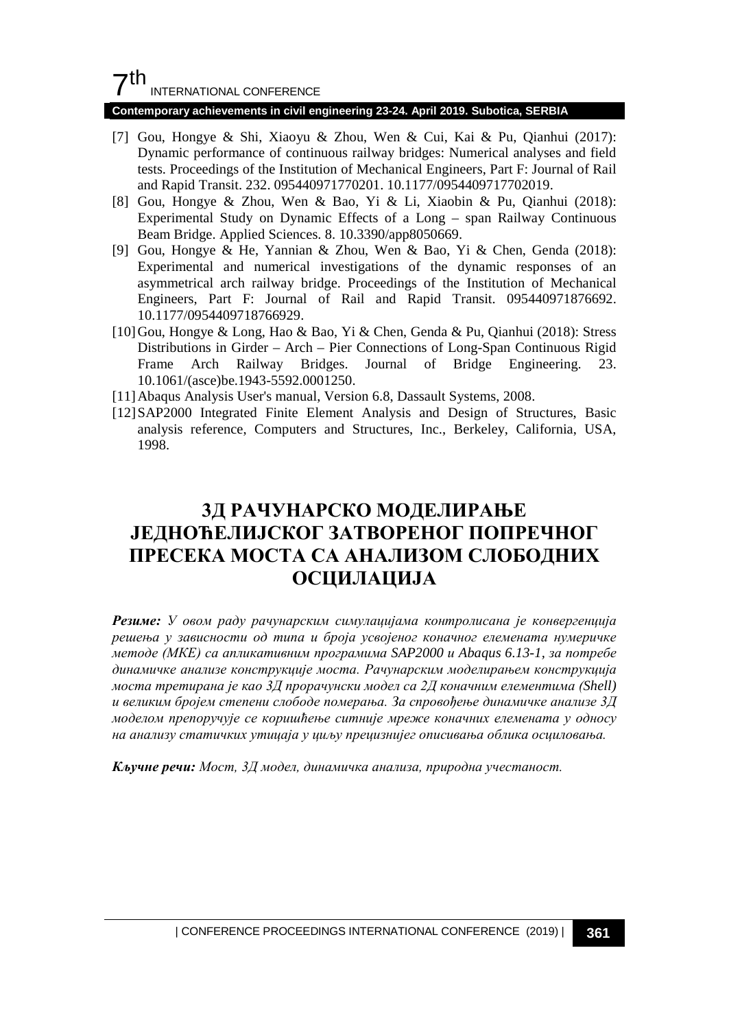[7] Gou, Hongye & Shi, Xiaoyu & Zhou, Wen & Cui, Kai & Pu, Qianhui (2017): Dynamic performance of continuous railway bridges: Numerical analyses and field tests. Proceedings of the Institution of Mechanical Engineers, Part F: Journal of Rail and Rapid Transit. 232. 095440971770201. 10.1177/0954409717702019.

[8] Gou, Hongye & Zhou, Wen & Bao, Yi & Li, Xiaobin & Pu, Qianhui (2018): Experimental Study on Dynamic Effects of a Long – span Railway Continuous Beam Bridge. Applied Sciences. 8. 10.3390/app8050669.

[9] Gou, Hongye & He, Yannian & Zhou, Wen & Bao, Yi & Chen, Genda (2018): Experimental and numerical investigations of the dynamic responses of an asymmetrical arch railway bridge. Proceedings of the Institution of Mechanical Engineers, Part F: Journal of Rail and Rapid Transit. 095440971876692. 10.1177/0954409718766929.

[10] Gou, Hongye & Long, Hao & Bao, Yi & Chen, Genda & Pu, Qianhui (2018): Stress Distributions in Girder – Arch – Pier Connections of Long-Span Continuous Rigid Frame Arch Railway Bridges. Journal of Bridge Engineering. 23. 10.1061/(asce)be.1943-5592.0001250.

[11] Abaqus Analysis User's manual, Version 6.8, Dassault Systems, 2008.

[12] SAP2000 Integrated Finite Element Analysis and Design of Structures, Basic analysis reference, Computers and Structures, Inc., Berkeley, California, USA, 1998.

# 3Д РАЧУНАРСКО МОДЕЛИРАЊЕ ЈЕДНОЋЕЛИЈСКОГ ЗАТВОРЕНОГ ПОПРЕЧНОГ ПРЕСЕКА МОСТА СА АНАЛИЗОМ СЛОБОДНИХ ОСЦИЛАЦИЈА

***Резиме:*** *У овом раду рачунарским симулацијама контролисана је конвергенција решења у зависности од типа и броја усвојеног коначног елемената нумеричке методе (МКЕ) са апликативним програмима SAP2000 и Abaqus 6.13-1, за потребе динамичке анализе конструкције моста. Рачунарским моделирањем конструкција моста третирана је као 3Д прорачунски модел са 2Д коначним елементима (Shell) и великим бројем степени слободе померања. За спровођење динамичке анализе 3Д моделом препоручује се коришћење ситније мреже коначних елемената у односу на анализу статичких утицаја у циљу прецизнијег описивања облика осциловања.*

***Кључне речи:*** *Мост, 3Д модел, динамичка анализа, природна учестаност.*